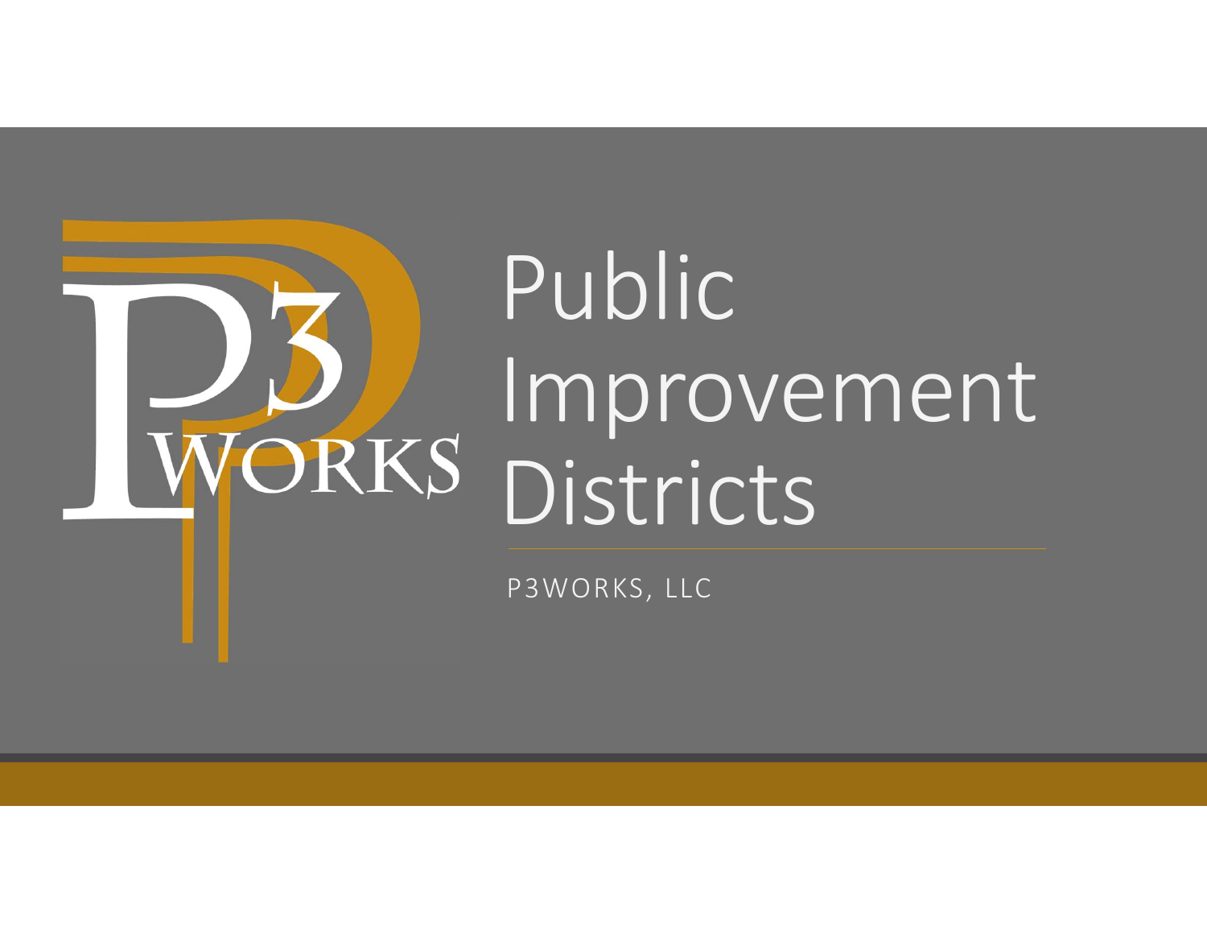# Public Improvement Districts

P3WORKS, LLC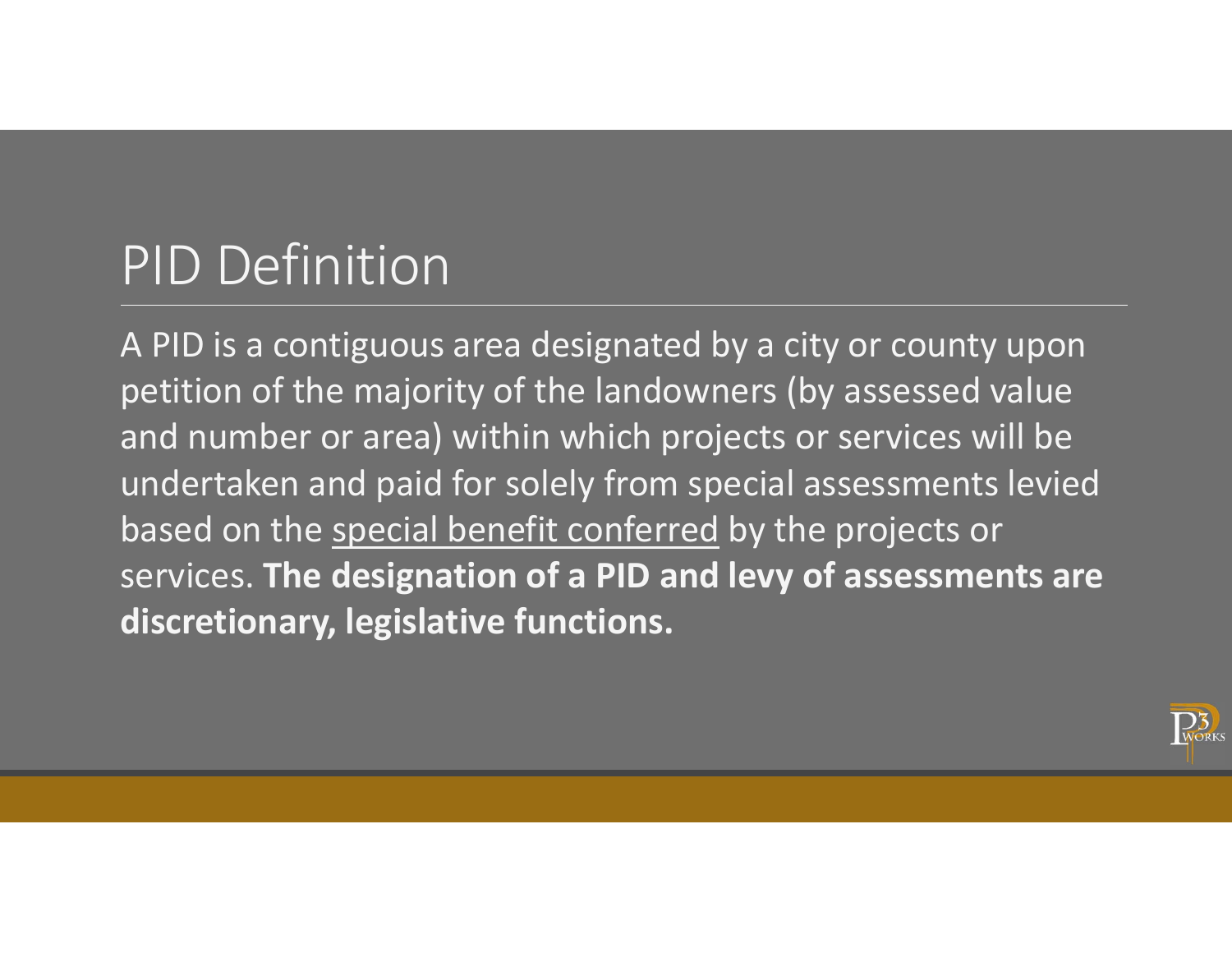# PID Definition

A PID is a contiguous area designated by a city or county upon petition of the majority of the landowners (by assessed value and number or area) within which projects or services will be undertaken and paid for solely from special assessments levied based on the <u>special benefit conferred</u> by the projects or services. **The designation of a PID and levy of assessments are discretionary, legislative functions.**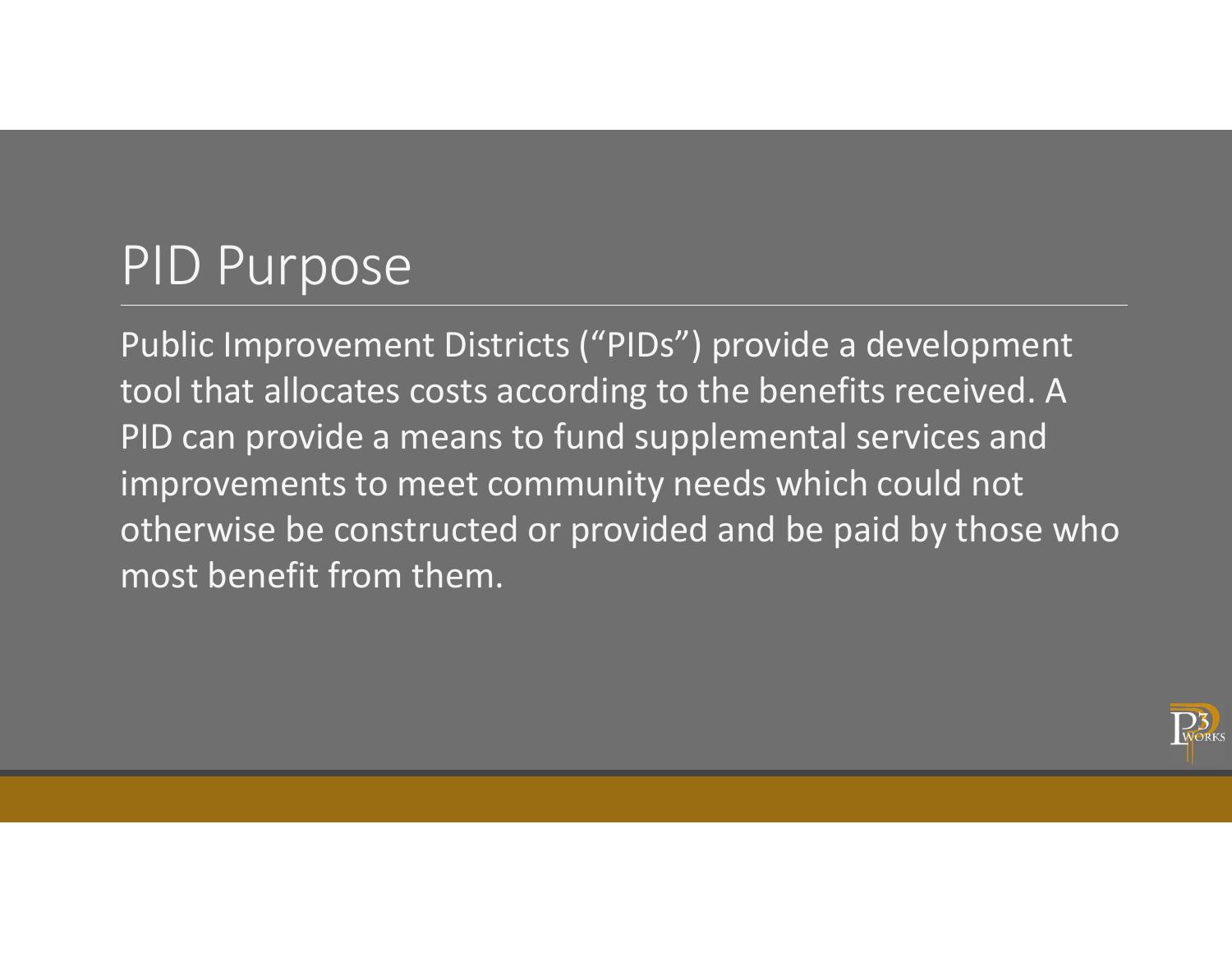# PID Purpose

Public Improvement Districts ("PIDs") provide a development tool that allocates costs according to the benefits received. A PID can provide a means to fund supplemental services and improvements to meet community needs which could not otherwise be constructed or provided and be paid by those who most benefit from them.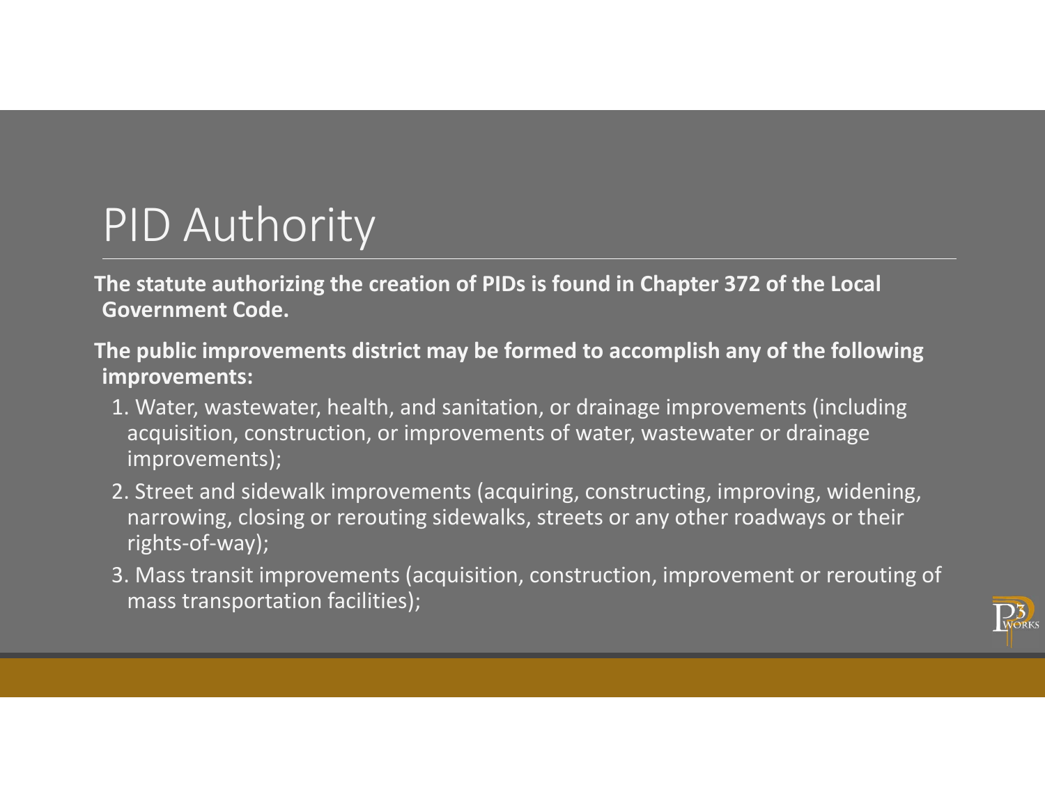# PID Authority

**The statute authorizing the creation of PIDs is found in Chapter 372 of the Local Government Code.**

**The public improvements district may be formed to accomplish any of the following improvements:**

1. Water, wastewater, health, and sanitation, or drainage improvements (including acquisition, construction, or improvements of water, wastewater or drainage improvements);
2. Street and sidewalk improvements (acquiring, constructing, improving, widening, narrowing, closing or rerouting sidewalks, streets or any other roadways or their rights-of-way);
3. Mass transit improvements (acquisition, construction, improvement or rerouting of mass transportation facilities);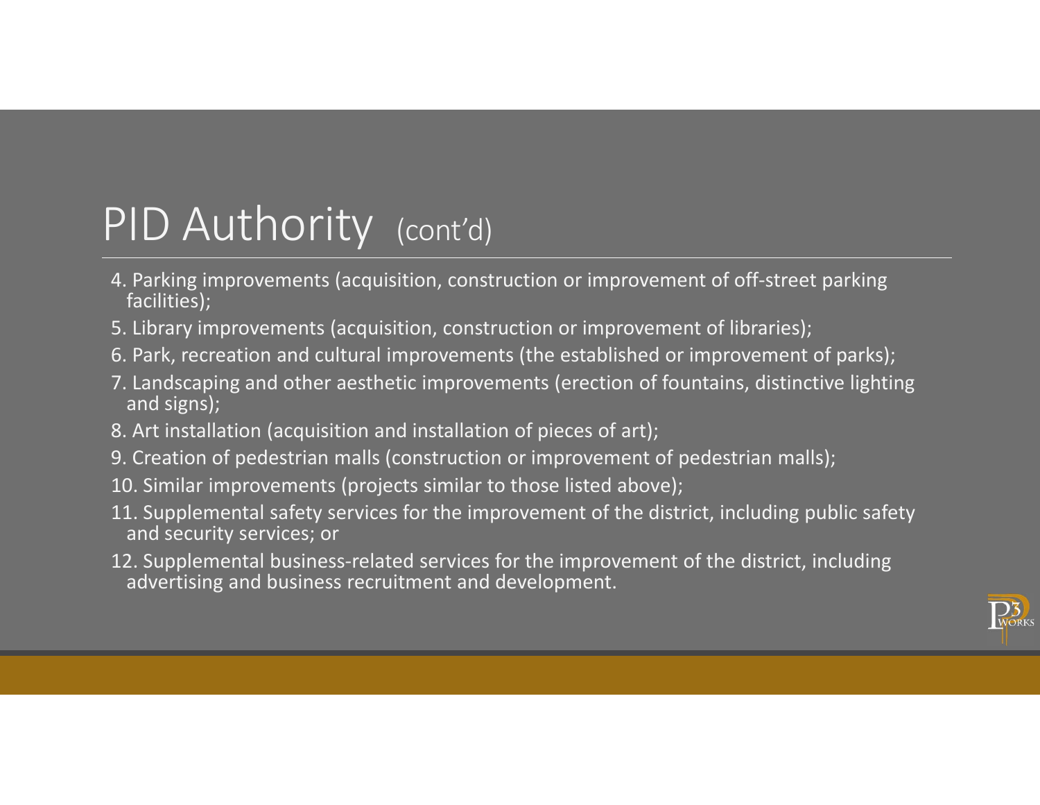# PID Authority (cont'd)

4. Parking improvements (acquisition, construction or improvement of off-street parking facilities);
5. Library improvements (acquisition, construction or improvement of libraries);
6. Park, recreation and cultural improvements (the established or improvement of parks);
7. Landscaping and other aesthetic improvements (erection of fountains, distinctive lighting and signs);
8. Art installation (acquisition and installation of pieces of art);
9. Creation of pedestrian malls (construction or improvement of pedestrian malls);
10. Similar improvements (projects similar to those listed above);
11. Supplemental safety services for the improvement of the district, including public safety and security services; or
12. Supplemental business-related services for the improvement of the district, including advertising and business recruitment and development.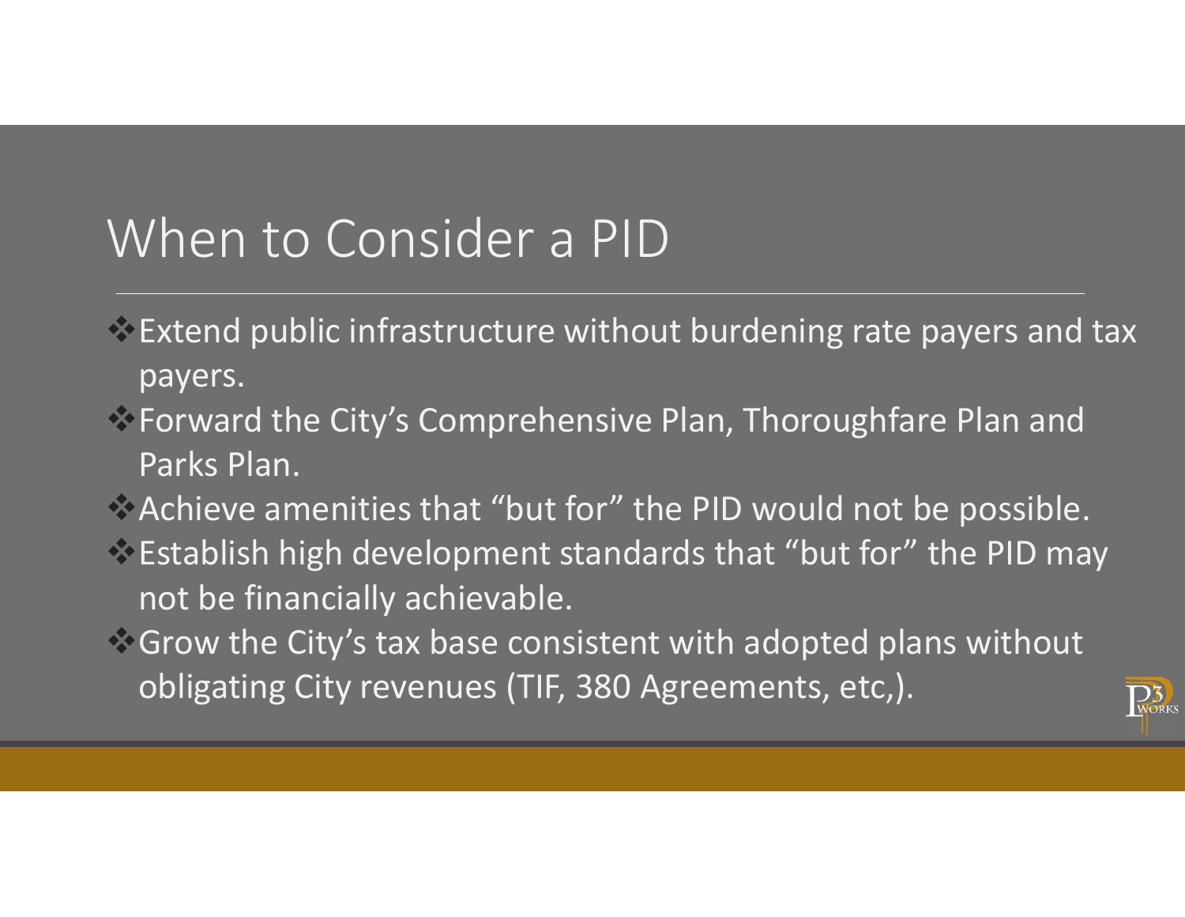# When to Consider a PID

- Extend public infrastructure without burdening rate payers and tax payers.
- Forward the City's Comprehensive Plan, Thoroughfare Plan and Parks Plan.
- Achieve amenities that "but for" the PID would not be possible.
- Establish high development standards that "but for" the PID may not be financially achievable.
- Grow the City's tax base consistent with adopted plans without obligating City revenues (TIF, 380 Agreements, etc,).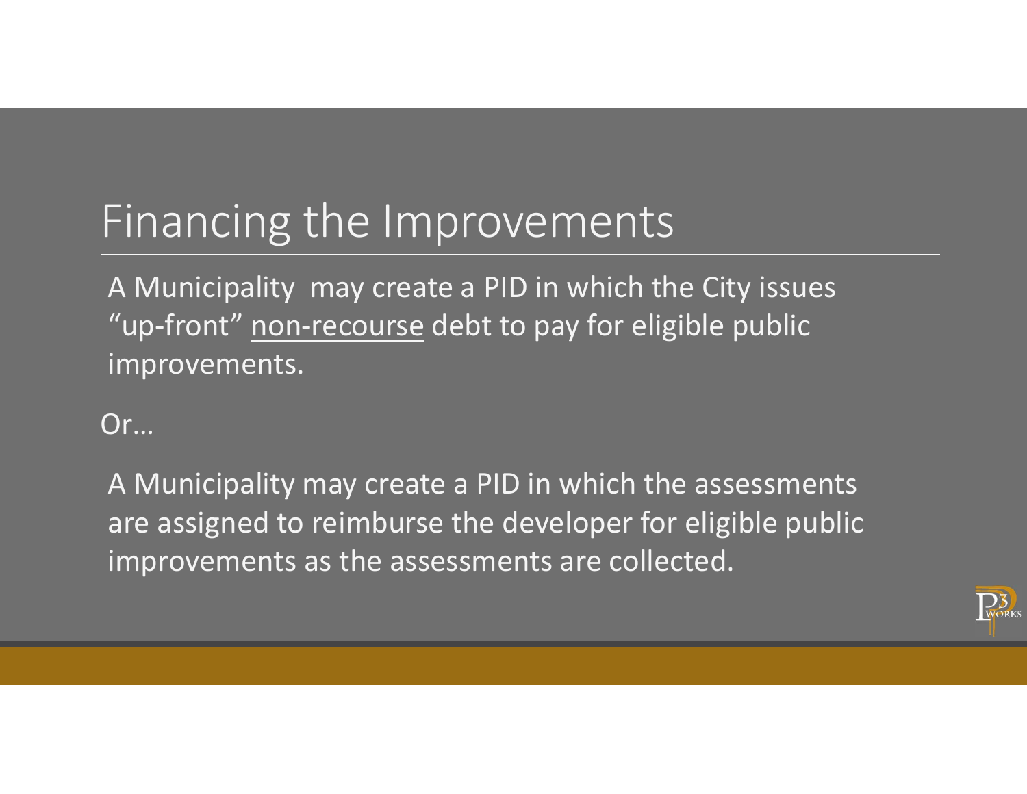# Financing the Improvements

A Municipality  may create a PID in which the City issues "up-front" <u>non-recourse</u> debt to pay for eligible public improvements.

Or…

A Municipality may create a PID in which the assessments are assigned to reimburse the developer for eligible public improvements as the assessments are collected.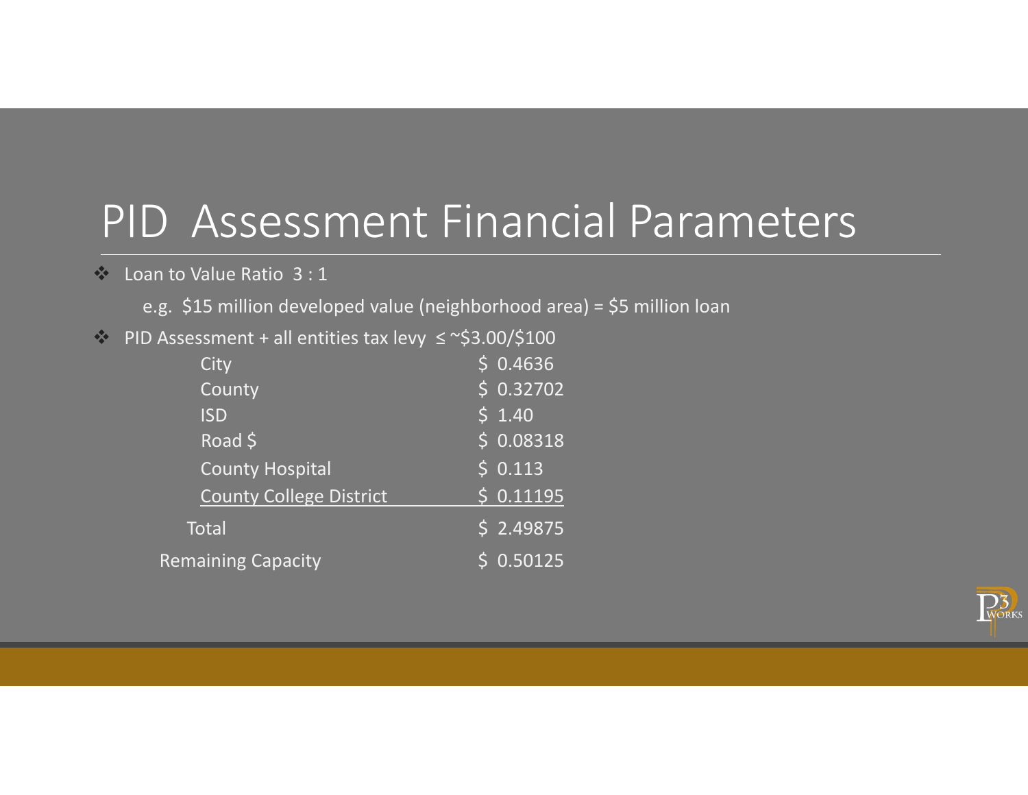# PID Assessment Financial Parameters

- Loan to Value Ratio 3 : 1

  e.g. $15 million developed value (neighborhood area) = $5 million loan

- PID Assessment + all entities tax levy ≤ ~$3.00/$100

| | |
|---|---|
| City | $ 0.4636 |
| County | $ 0.32702 |
| ISD | $ 1.40 |
| Road $ | $ 0.08318 |
| County Hospital | $ 0.113 |
| County College District | $ 0.11195 |
| Total | $ 2.49875 |
| Remaining Capacity | $ 0.50125 |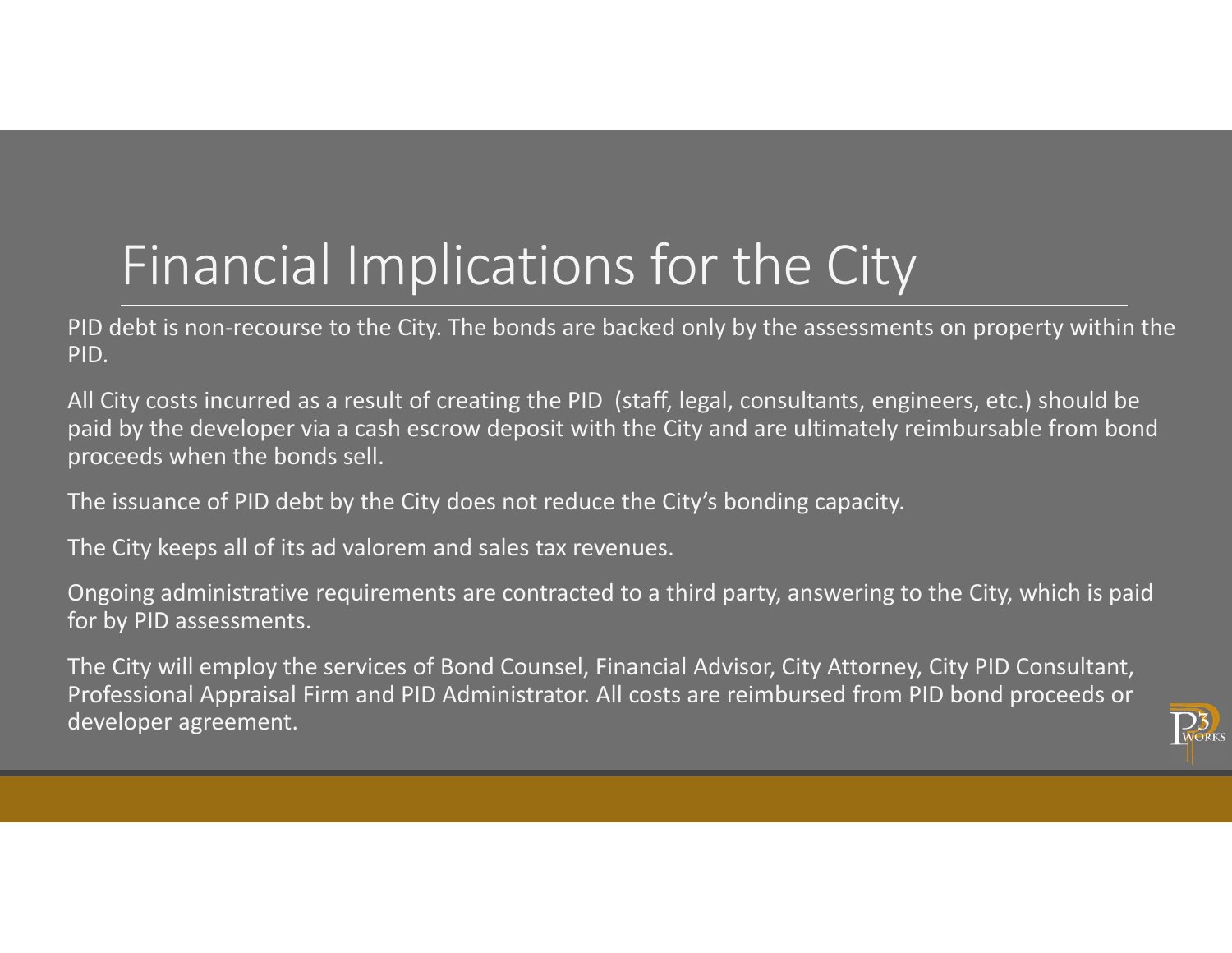# Financial Implications for the City

PID debt is non-recourse to the City. The bonds are backed only by the assessments on property within the PID.

All City costs incurred as a result of creating the PID (staff, legal, consultants, engineers, etc.) should be paid by the developer via a cash escrow deposit with the City and are ultimately reimbursable from bond proceeds when the bonds sell.

The issuance of PID debt by the City does not reduce the City's bonding capacity.

The City keeps all of its ad valorem and sales tax revenues.

Ongoing administrative requirements are contracted to a third party, answering to the City, which is paid for by PID assessments.

The City will employ the services of Bond Counsel, Financial Advisor, City Attorney, City PID Consultant, Professional Appraisal Firm and PID Administrator. All costs are reimbursed from PID bond proceeds or developer agreement.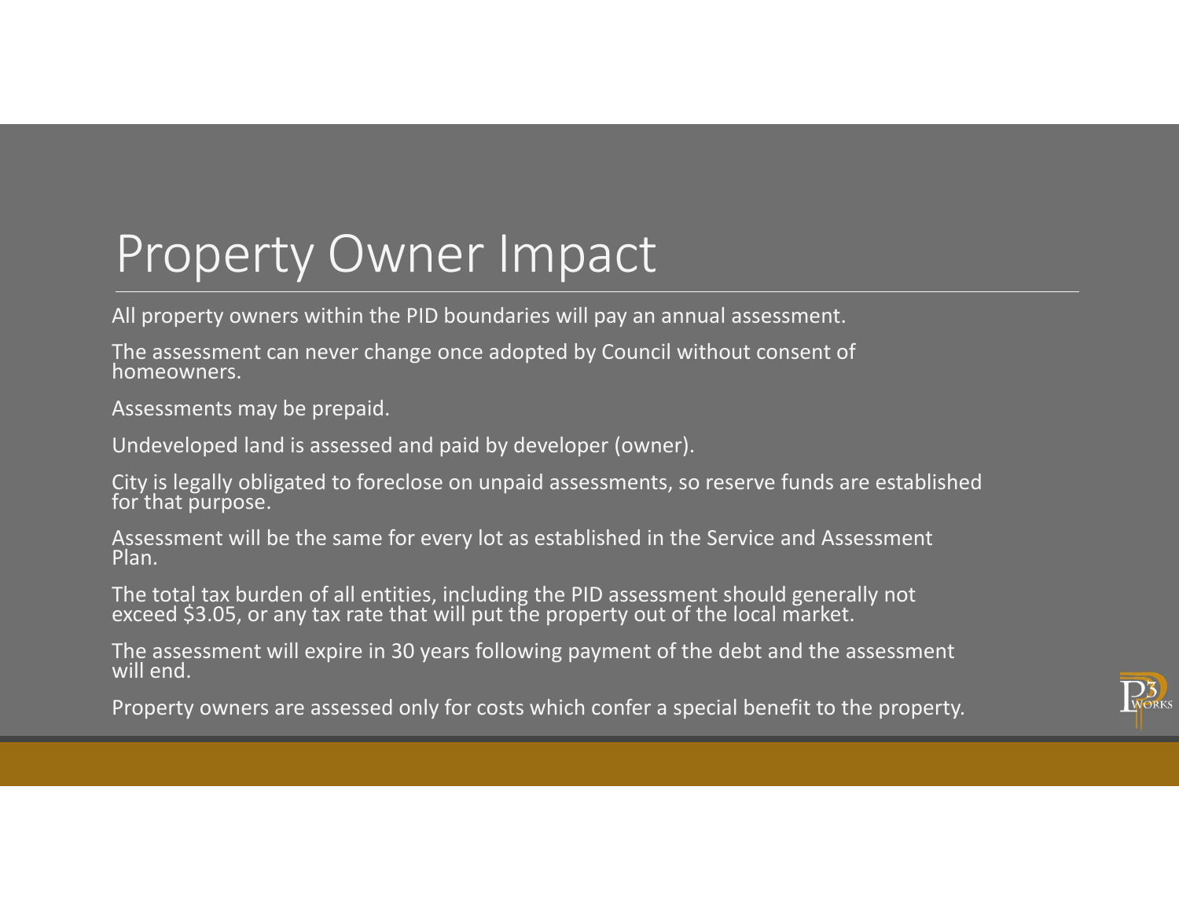# Property Owner Impact

All property owners within the PID boundaries will pay an annual assessment.

The assessment can never change once adopted by Council without consent of homeowners.

Assessments may be prepaid.

Undeveloped land is assessed and paid by developer (owner).

City is legally obligated to foreclose on unpaid assessments, so reserve funds are established for that purpose.

Assessment will be the same for every lot as established in the Service and Assessment Plan.

The total tax burden of all entities, including the PID assessment should generally not exceed $3.05, or any tax rate that will put the property out of the local market.

The assessment will expire in 30 years following payment of the debt and the assessment will end.

Property owners are assessed only for costs which confer a special benefit to the property.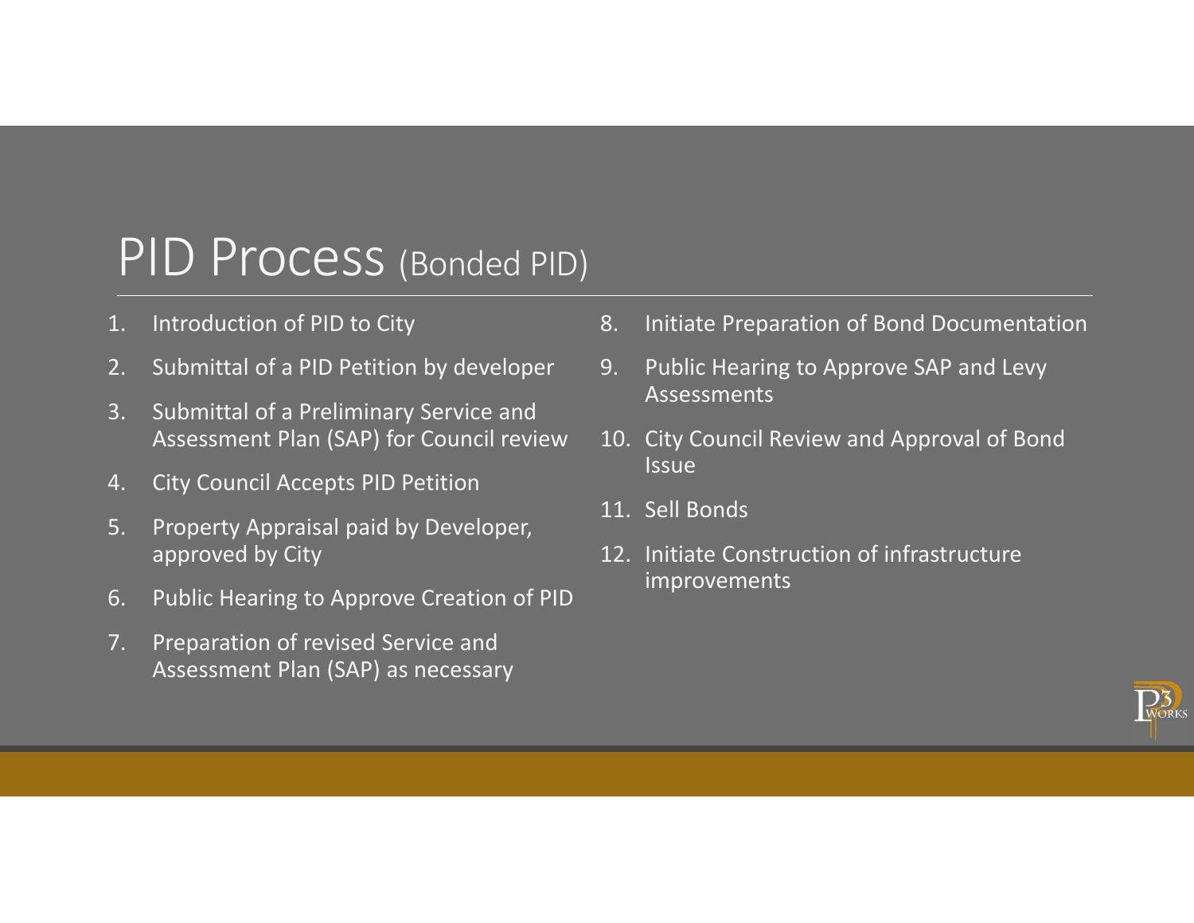# PID Process (Bonded PID)

1. Introduction of PID to City
2. Submittal of a PID Petition by developer
3. Submittal of a Preliminary Service and Assessment Plan (SAP) for Council review
4. City Council Accepts PID Petition
5. Property Appraisal paid by Developer, approved by City
6. Public Hearing to Approve Creation of PID
7. Preparation of revised Service and Assessment Plan (SAP) as necessary
8. Initiate Preparation of Bond Documentation
9. Public Hearing to Approve SAP and Levy Assessments
10. City Council Review and Approval of Bond Issue
11. Sell Bonds
12. Initiate Construction of infrastructure improvements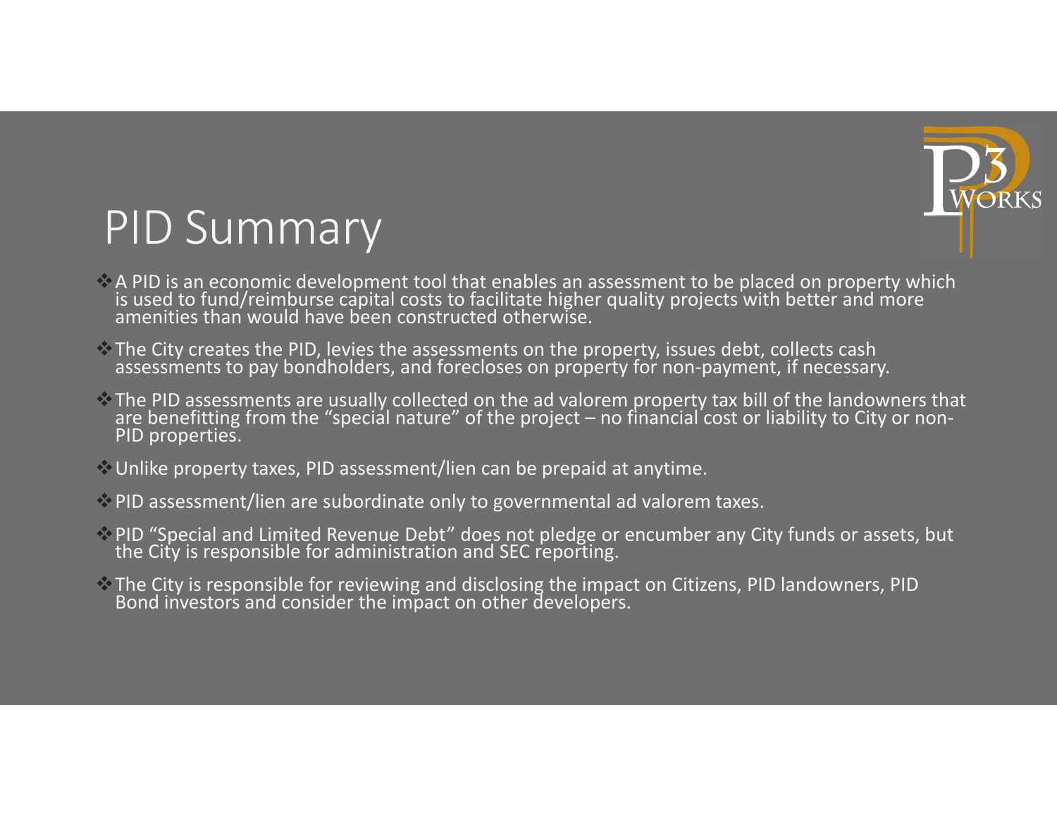# PID Summary

- A PID is an economic development tool that enables an assessment to be placed on property which is used to fund/reimburse capital costs to facilitate higher quality projects with better and more amenities than would have been constructed otherwise.
- The City creates the PID, levies the assessments on the property, issues debt, collects cash assessments to pay bondholders, and forecloses on property for non-payment, if necessary.
- The PID assessments are usually collected on the ad valorem property tax bill of the landowners that are benefitting from the "special nature" of the project – no financial cost or liability to City or non-PID properties.
- Unlike property taxes, PID assessment/lien can be prepaid at anytime.
- PID assessment/lien are subordinate only to governmental ad valorem taxes.
- PID "Special and Limited Revenue Debt" does not pledge or encumber any City funds or assets, but the City is responsible for administration and SEC reporting.
- The City is responsible for reviewing and disclosing the impact on Citizens, PID landowners, PID Bond investors and consider the impact on other developers.